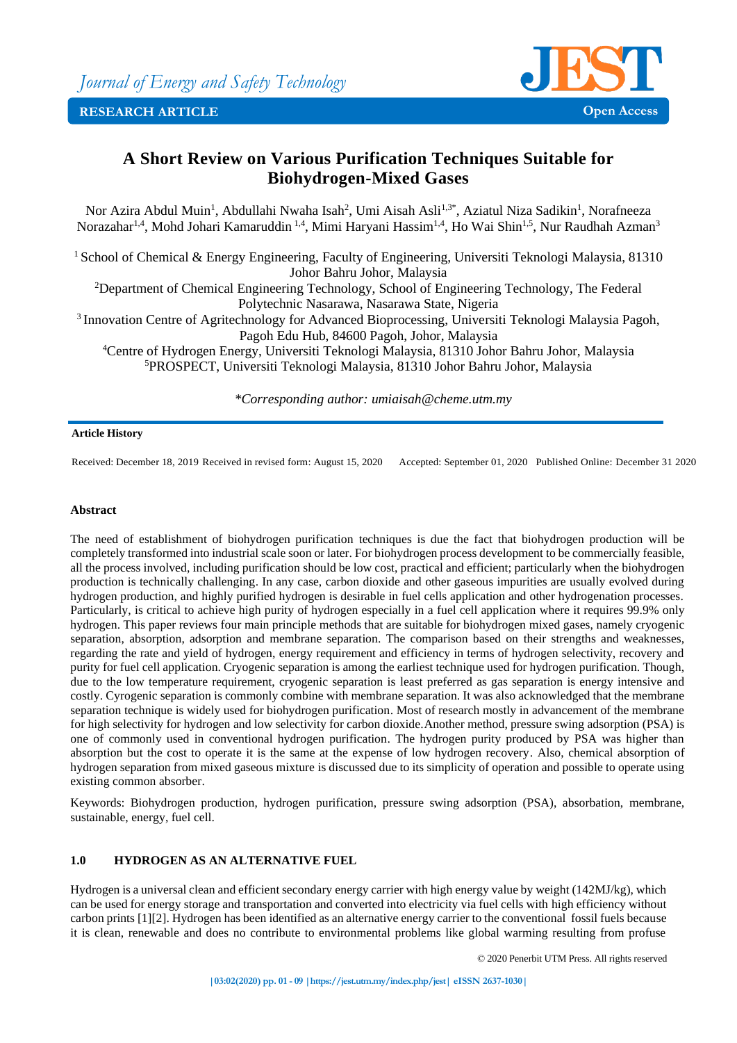Journal of Energy and Safety Technology

RESEARCH ARTICLE

Open Access

# A Short Review on Various Purification Techniques Suitable for Biohydrogen-Mixed Gases

Nor Azira Abdul Muin[1], Abdullahi Nwaha Isah[2], Umi Aisah Asli[1,3*], Aziatul Niza Sadikin[1], Norafneeza Norazahar[1,4], Mohd Johari Kamaruddin [1,4], Mimi Haryani Hassim[1,4], Ho Wai Shin[1,5], Nur Raudhah Azman[3]

[1] School of Chemical & Energy Engineering, Faculty of Engineering, Universiti Teknologi Malaysia, 81310 Johor Bahru Johor, Malaysia

[2]Department of Chemical Engineering Technology, School of Engineering Technology, The Federal Polytechnic Nasarawa, Nasarawa State, Nigeria

[3] Innovation Centre of Agritechnology for Advanced Bioprocessing, Universiti Teknologi Malaysia Pagoh, Pagoh Edu Hub, 84600 Pagoh, Johor, Malaysia

[4]Centre of Hydrogen Energy, Universiti Teknologi Malaysia, 81310 Johor Bahru Johor, Malaysia

[5]PROSPECT, Universiti Teknologi Malaysia, 81310 Johor Bahru Johor, Malaysia

*\*Corresponding author: umiaisah@cheme.utm.my*

**Article History**

Received: December 18, 2019 Received in revised form: August 15, 2020 Accepted: September 01, 2020 Published Online: December 31 2020

**Abstract**

The need of establishment of biohydrogen purification techniques is due the fact that biohydrogen production will be completely transformed into industrial scale soon or later. For biohydrogen process development to be commercially feasible, all the process involved, including purification should be low cost, practical and efficient; particularly when the biohydrogen production is technically challenging. In any case, carbon dioxide and other gaseous impurities are usually evolved during hydrogen production, and highly purified hydrogen is desirable in fuel cells application and other hydrogenation processes. Particularly, is critical to achieve high purity of hydrogen especially in a fuel cell application where it requires 99.9% only hydrogen. This paper reviews four main principle methods that are suitable for biohydrogen mixed gases, namely cryogenic separation, absorption, adsorption and membrane separation. The comparison based on their strengths and weaknesses, regarding the rate and yield of hydrogen, energy requirement and efficiency in terms of hydrogen selectivity, recovery and purity for fuel cell application. Cryogenic separation is among the earliest technique used for hydrogen purification. Though, due to the low temperature requirement, cryogenic separation is least preferred as gas separation is energy intensive and costly. Cyrogenic separation is commonly combine with membrane separation. It was also acknowledged that the membrane separation technique is widely used for biohydrogen purification. Most of research mostly in advancement of the membrane for high selectivity for hydrogen and low selectivity for carbon dioxide.Another method, pressure swing adsorption (PSA) is one of commonly used in conventional hydrogen purification. The hydrogen purity produced by PSA was higher than absorption but the cost to operate it is the same at the expense of low hydrogen recovery. Also, chemical absorption of hydrogen separation from mixed gaseous mixture is discussed due to its simplicity of operation and possible to operate using existing common absorber.

Keywords: Biohydrogen production, hydrogen purification, pressure swing adsorption (PSA), absorbation, membrane, sustainable, energy, fuel cell.

## 1.0 HYDROGEN AS AN ALTERNATIVE FUEL

Hydrogen is a universal clean and efficient secondary energy carrier with high energy value by weight (142MJ/kg), which can be used for energy storage and transportation and converted into electricity via fuel cells with high efficiency without carbon prints [1][2]. Hydrogen has been identified as an alternative energy carrier to the conventional fossil fuels because it is clean, renewable and does no contribute to environmental problems like global warming resulting from profuse

© 2020 Penerbit UTM Press. All rights reserved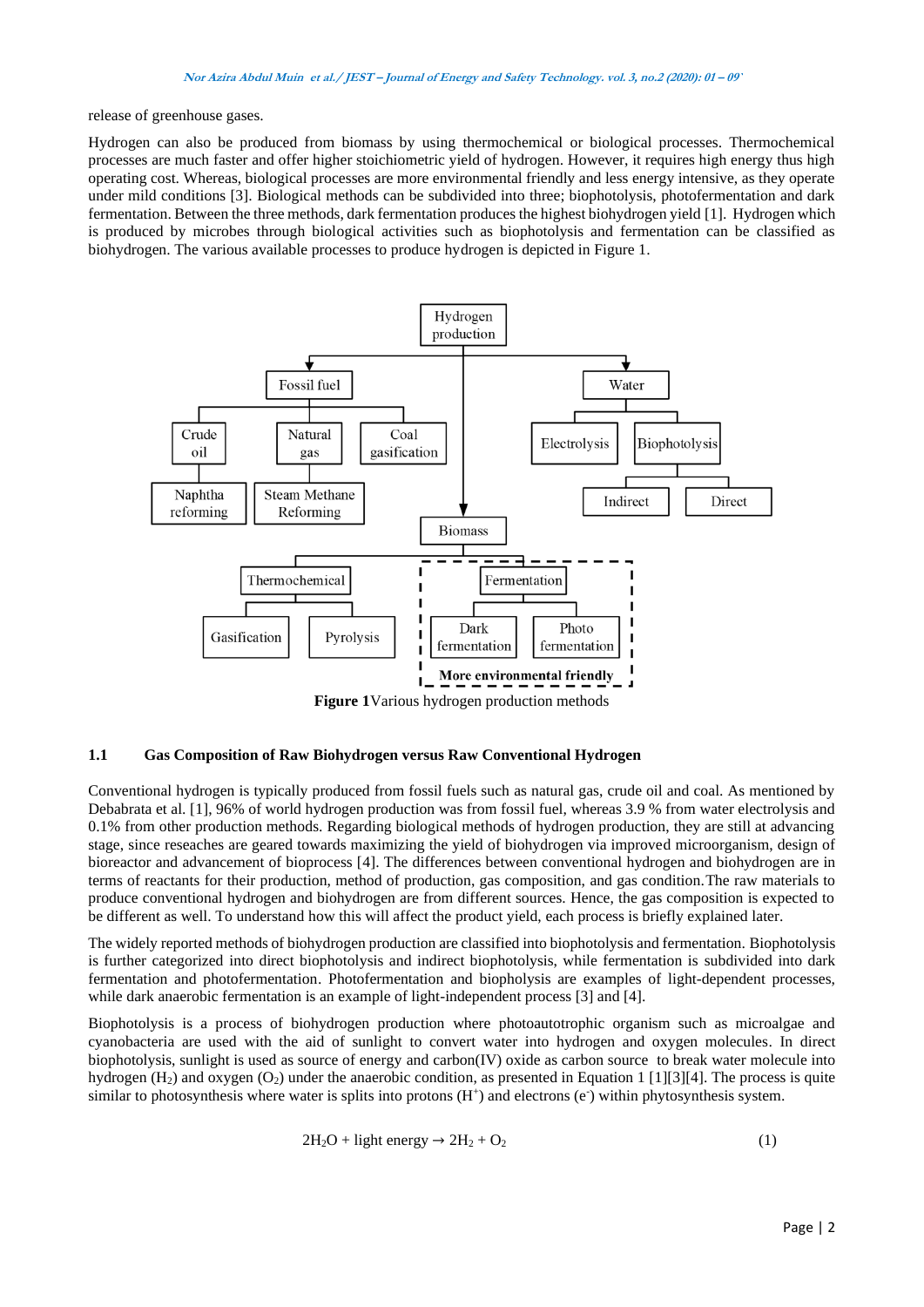release of greenhouse gases.

Hydrogen can also be produced from biomass by using thermochemical or biological processes. Thermochemical processes are much faster and offer higher stoichiometric yield of hydrogen. However, it requires high energy thus high operating cost. Whereas, biological processes are more environmental friendly and less energy intensive, as they operate under mild conditions [3]. Biological methods can be subdivided into three; biophotolysis, photofermentation and dark fermentation. Between the three methods, dark fermentation produces the highest biohydrogen yield [1]. Hydrogen which is produced by microbes through biological activities such as biophotolysis and fermentation can be classified as biohydrogen. The various available processes to produce hydrogen is depicted in Figure 1.

**Figure 1**Various hydrogen production methods

### 1.1 Gas Composition of Raw Biohydrogen versus Raw Conventional Hydrogen

Conventional hydrogen is typically produced from fossil fuels such as natural gas, crude oil and coal. As mentioned by Debabrata et al. [1], 96% of world hydrogen production was from fossil fuel, whereas 3.9 % from water electrolysis and 0.1% from other production methods. Regarding biological methods of hydrogen production, they are still at advancing stage, since reseaches are geared towards maximizing the yield of biohydrogen via improved microorganism, design of bioreactor and advancement of bioprocess [4]. The differences between conventional hydrogen and biohydrogen are in terms of reactants for their production, method of production, gas composition, and gas condition.The raw materials to produce conventional hydrogen and biohydrogen are from different sources. Hence, the gas composition is expected to be different as well. To understand how this will affect the product yield, each process is briefly explained later.

The widely reported methods of biohydrogen production are classified into biophotolysis and fermentation. Biophotolysis is further categorized into direct biophotolysis and indirect biophotolysis, while fermentation is subdivided into dark fermentation and photofermentation. Photofermentation and biophotolysis are examples of light-dependent processes, while dark anaerobic fermentation is an example of light-independent process [3] and [4].

Biophotolysis is a process of biohydrogen production where photoautotrophic organism such as microalgae and cyanobacteria are used with the aid of sunlight to convert water into hydrogen and oxygen molecules. In direct biophotolysis, sunlight is used as source of energy and carbon(IV) oxide as carbon source to break water molecule into hydrogen ($H_2$) and oxygen ($O_2$) under the anaerobic condition, as presented in Equation 1 [1][3][4]. The process is quite similar to photosynthesis where water is splits into protons ($H^+$) and electrons ($e^-$) within phytosynthesis system.

$$2H_2O + \text{light energy} \rightarrow 2H_2 + O_2 \qquad (1)$$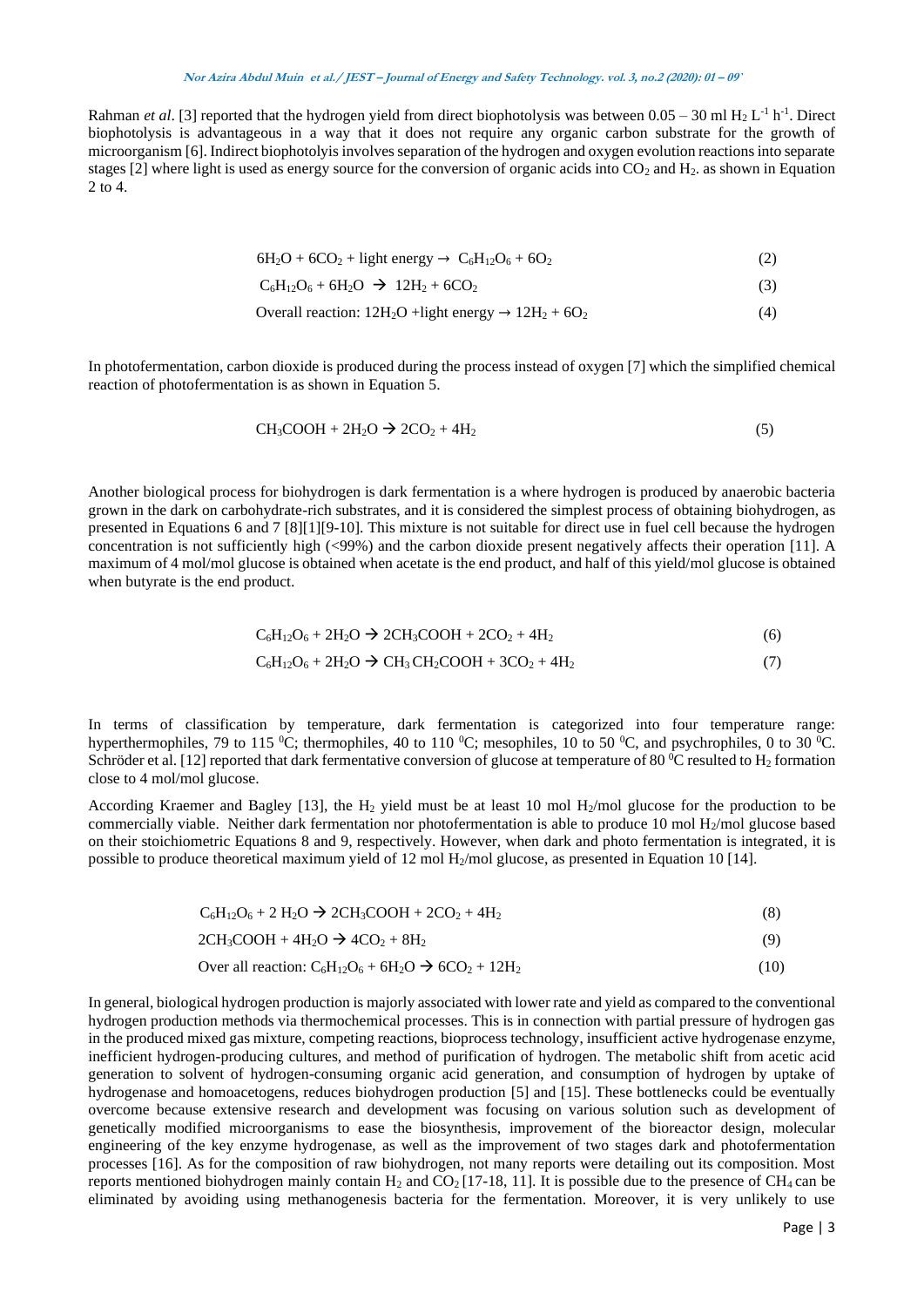Rahman *et al*. [3] reported that the hydrogen yield from direct biophotolysis was between 0.05 – 30 ml $H_2$ $L^{-1}$ $h^{-1}$. Direct biophotolysis is advantageous in a way that it does not require any organic carbon substrate for the growth of microorganism [6]. Indirect biophotolyis involves separation of the hydrogen and oxygen evolution reactions into separate stages [2] where light is used as energy source for the conversion of organic acids into $CO_2$ and $H_2$. as shown in Equation 2 to 4.

$$6H_2O + 6CO_2 + \text{light energy} \rightarrow C_6H_{12}O_6 + 6O_2 \quad (2)$$

$$C_6H_{12}O_6 + 6H_2O \rightarrow 12H_2 + 6CO_2 \quad (3)$$

$$\text{Overall reaction: } 12H_2O + \text{light energy} \rightarrow 12H_2 + 6O_2 \quad (4)$$

In photofermentation, carbon dioxide is produced during the process instead of oxygen [7] which the simplified chemical reaction of photofermentation is as shown in Equation 5.

$$CH_3COOH + 2H_2O \rightarrow 2CO_2 + 4H_2 \quad (5)$$

Another biological process for biohydrogen is dark fermentation is a where hydrogen is produced by anaerobic bacteria grown in the dark on carbohydrate-rich substrates, and it is considered the simplest process of obtaining biohydrogen, as presented in Equations 6 and 7 [8][1][9-10]. This mixture is not suitable for direct use in fuel cell because the hydrogen concentration is not sufficiently high (<99%) and the carbon dioxide present negatively affects their operation [11]. A maximum of 4 mol/mol glucose is obtained when acetate is the end product, and half of this yield/mol glucose is obtained when butyrate is the end product.

$$C_6H_{12}O_6 + 2H_2O \rightarrow 2CH_3COOH + 2CO_2 + 4H_2 \quad (6)$$

$$C_6H_{12}O_6 + 2H_2O \rightarrow CH_3\,CH_2COOH + 3CO_2 + 4H_2 \quad (7)$$

In terms of classification by temperature, dark fermentation is categorized into four temperature range: hyperthermophiles, 79 to 115 $^0$C; thermophiles, 40 to 110 $^0$C; mesophiles, 10 to 50 $^0$C, and psychrophiles, 0 to 30 $^0$C. Schröder et al. [12] reported that dark fermentative conversion of glucose at temperature of 80 $^0$C resulted to $H_2$ formation close to 4 mol/mol glucose.

According Kraemer and Bagley [13], the $H_2$ yield must be at least 10 mol $H_2$/mol glucose for the production to be commercially viable. Neither dark fermentation nor photofermentation is able to produce 10 mol $H_2$/mol glucose based on their stoichiometric Equations 8 and 9, respectively. However, when dark and photo fermentation is integrated, it is possible to produce theoretical maximum yield of 12 mol $H_2$/mol glucose, as presented in Equation 10 [14].

$$C_6H_{12}O_6 + 2\,H_2O \rightarrow 2CH_3COOH + 2CO_2 + 4H_2 \quad (8)$$

$$2CH_3COOH + 4H_2O \rightarrow 4CO_2 + 8H_2 \quad (9)$$

$$\text{Over all reaction: } C_6H_{12}O_6 + 6H_2O \rightarrow 6CO_2 + 12H_2 \quad (10)$$

In general, biological hydrogen production is majorly associated with lower rate and yield as compared to the conventional hydrogen production methods via thermochemical processes. This is in connection with partial pressure of hydrogen gas in the produced mixed gas mixture, competing reactions, bioprocess technology, insufficient active hydrogenase enzyme, inefficient hydrogen-producing cultures, and method of purification of hydrogen. The metabolic shift from acetic acid generation to solvent of hydrogen-consuming organic acid generation, and consumption of hydrogen by uptake of hydrogenase and homoacetogens, reduces biohydrogen production [5] and [15]. These bottlenecks could be eventually overcome because extensive research and development was focusing on various solution such as development of genetically modified microorganisms to ease the biosynthesis, improvement of the bioreactor design, molecular engineering of the key enzyme hydrogenase, as well as the improvement of two stages dark and photofermentation processes [16]. As for the composition of raw biohydrogen, not many reports were detailing out its composition. Most reports mentioned biohydrogen mainly contain $H_2$ and $CO_2$ [17-18, 11]. It is possible due to the presence of $CH_4$ can be eliminated by avoiding using methanogenesis bacteria for the fermentation. Moreover, it is very unlikely to use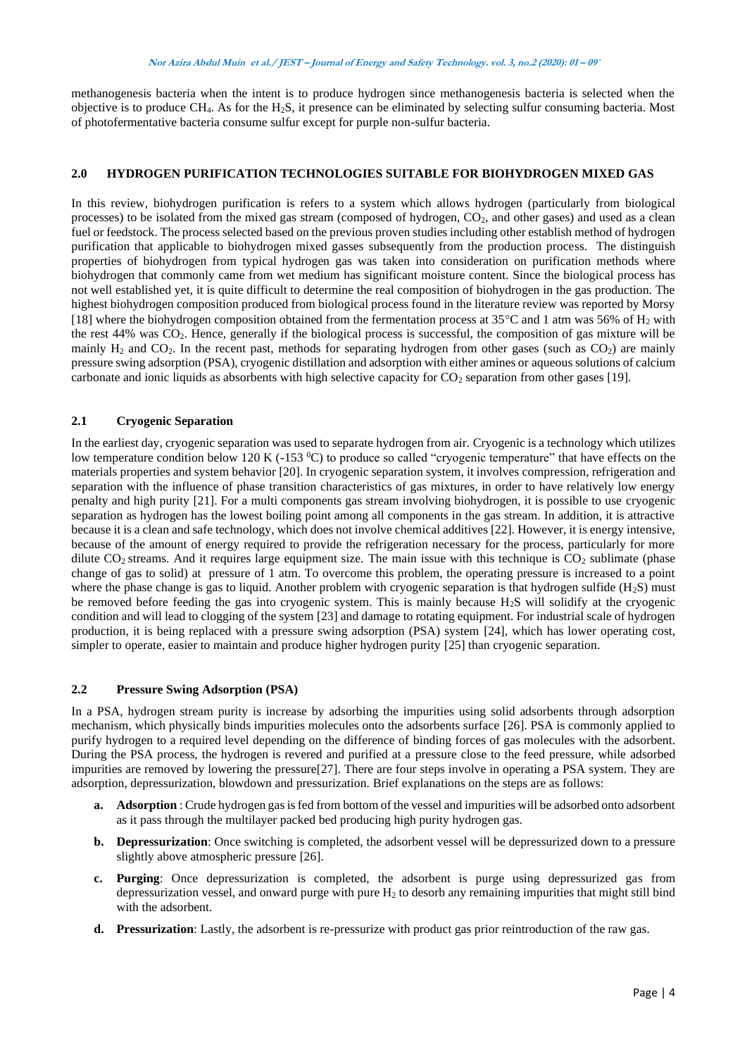methanogenesis bacteria when the intent is to produce hydrogen since methanogenesis bacteria is selected when the objective is to produce $CH_4$. As for the $H_2S$, it presence can be eliminated by selecting sulfur consuming bacteria. Most of photofermentative bacteria consume sulfur except for purple non-sulfur bacteria.

## 2.0 HYDROGEN PURIFICATION TECHNOLOGIES SUITABLE FOR BIOHYDROGEN MIXED GAS

In this review, biohydrogen purification is refers to a system which allows hydrogen (particularly from biological processes) to be isolated from the mixed gas stream (composed of hydrogen, $CO_2$, and other gases) and used as a clean fuel or feedstock. The process selected based on the previous proven studies including other establish method of hydrogen purification that applicable to biohydrogen mixed gasses subsequently from the production process. The distinguish properties of biohydrogen from typical hydrogen gas was taken into consideration on purification methods where biohydrogen that commonly came from wet medium has significant moisture content. Since the biological process has not well established yet, it is quite difficult to determine the real composition of biohydrogen in the gas production. The highest biohydrogen composition produced from biological process found in the literature review was reported by Morsy [18] where the biohydrogen composition obtained from the fermentation process at 35°C and 1 atm was 56% of $H_2$ with the rest 44% was $CO_2$. Hence, generally if the biological process is successful, the composition of gas mixture will be mainly $H_2$ and $CO_2$. In the recent past, methods for separating hydrogen from other gases (such as $CO_2$) are mainly pressure swing adsorption (PSA), cryogenic distillation and adsorption with either amines or aqueous solutions of calcium carbonate and ionic liquids as absorbents with high selective capacity for $CO_2$ separation from other gases [19].

### 2.1 Cryogenic Separation

In the earliest day, cryogenic separation was used to separate hydrogen from air. Cryogenic is a technology which utilizes low temperature condition below 120 K (-153 °C) to produce so called "cryogenic temperature" that have effects on the materials properties and system behavior [20]. In cryogenic separation system, it involves compression, refrigeration and separation with the influence of phase transition characteristics of gas mixtures, in order to have relatively low energy penalty and high purity [21]. For a multi components gas stream involving biohydrogen, it is possible to use cryogenic separation as hydrogen has the lowest boiling point among all components in the gas stream. In addition, it is attractive because it is a clean and safe technology, which does not involve chemical additives [22]. However, it is energy intensive, because of the amount of energy required to provide the refrigeration necessary for the process, particularly for more dilute $CO_2$ streams. And it requires large equipment size. The main issue with this technique is $CO_2$ sublimate (phase change of gas to solid) at pressure of 1 atm. To overcome this problem, the operating pressure is increased to a point where the phase change is gas to liquid. Another problem with cryogenic separation is that hydrogen sulfide ($H_2S$) must be removed before feeding the gas into cryogenic system. This is mainly because $H_2S$ will solidify at the cryogenic condition and will lead to clogging of the system [23] and damage to rotating equipment. For industrial scale of hydrogen production, it is being replaced with a pressure swing adsorption (PSA) system [24], which has lower operating cost, simpler to operate, easier to maintain and produce higher hydrogen purity [25] than cryogenic separation.

### 2.2 Pressure Swing Adsorption (PSA)

In a PSA, hydrogen stream purity is increase by adsorbing the impurities using solid adsorbents through adsorption mechanism, which physically binds impurities molecules onto the adsorbents surface [26]. PSA is commonly applied to purify hydrogen to a required level depending on the difference of binding forces of gas molecules with the adsorbent. During the PSA process, the hydrogen is revered and purified at a pressure close to the feed pressure, while adsorbed impurities are removed by lowering the pressure[27]. There are four steps involve in operating a PSA system. They are adsorption, depressurization, blowdown and pressurization. Brief explanations on the steps are as follows:

a. **Adsorption** : Crude hydrogen gas is fed from bottom of the vessel and impurities will be adsorbed onto adsorbent as it pass through the multilayer packed bed producing high purity hydrogen gas.

b. **Depressurization**: Once switching is completed, the adsorbent vessel will be depressurized down to a pressure slightly above atmospheric pressure [26].

c. **Purging**: Once depressurization is completed, the adsorbent is purge using depressurized gas from depressurization vessel, and onward purge with pure $H_2$ to desorb any remaining impurities that might still bind with the adsorbent.

d. **Pressurization**: Lastly, the adsorbent is re-pressurize with product gas prior reintroduction of the raw gas.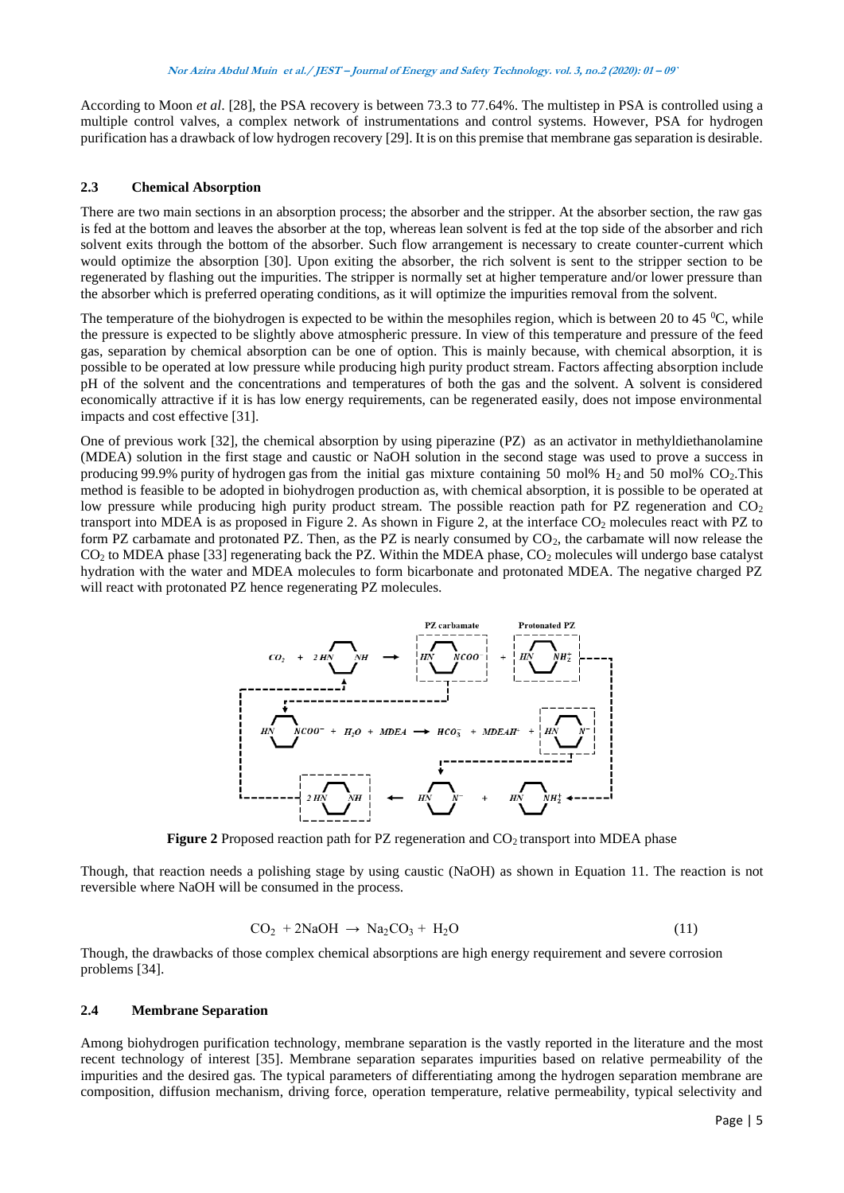According to Moon *et al*. [28], the PSA recovery is between 73.3 to 77.64%. The multistep in PSA is controlled using a multiple control valves, a complex network of instrumentations and control systems. However, PSA for hydrogen purification has a drawback of low hydrogen recovery [29]. It is on this premise that membrane gas separation is desirable.

### 2.3 Chemical Absorption

There are two main sections in an absorption process; the absorber and the stripper. At the absorber section, the raw gas is fed at the bottom and leaves the absorber at the top, whereas lean solvent is fed at the top side of the absorber and rich solvent exits through the bottom of the absorber. Such flow arrangement is necessary to create counter-current which would optimize the absorption [30]. Upon exiting the absorber, the rich solvent is sent to the stripper section to be regenerated by flashing out the impurities. The stripper is normally set at higher temperature and/or lower pressure than the absorber which is preferred operating conditions, as it will optimize the impurities removal from the solvent.

The temperature of the biohydrogen is expected to be within the mesophiles region, which is between 20 to 45 $^0$C, while the pressure is expected to be slightly above atmospheric pressure. In view of this temperature and pressure of the feed gas, separation by chemical absorption can be one of option. This is mainly because, with chemical absorption, it is possible to be operated at low pressure while producing high purity product stream. Factors affecting absorption include pH of the solvent and the concentrations and temperatures of both the gas and the solvent. A solvent is considered economically attractive if it is has low energy requirements, can be regenerated easily, does not impose environmental impacts and cost effective [31].

One of previous work [32], the chemical absorption by using piperazine (PZ) as an activator in methyldiethanolamine (MDEA) solution in the first stage and caustic or NaOH solution in the second stage was used to prove a success in producing 99.9% purity of hydrogen gas from the initial gas mixture containing 50 mol% $H_2$ and 50 mol% $CO_2$.This method is feasible to be adopted in biohydrogen production as, with chemical absorption, it is possible to be operated at low pressure while producing high purity product stream. The possible reaction path for PZ regeneration and $CO_2$ transport into MDEA is as proposed in Figure 2. As shown in Figure 2, at the interface $CO_2$ molecules react with PZ to form PZ carbamate and protonated PZ. Then, as the PZ is nearly consumed by $CO_2$, the carbamate will now release the $CO_2$ to MDEA phase [33] regenerating back the PZ. Within the MDEA phase, $CO_2$ molecules will undergo base catalyst hydration with the water and MDEA molecules to form bicarbonate and protonated MDEA. The negative charged PZ will react with protonated PZ hence regenerating PZ molecules.

**Figure 2** Proposed reaction path for PZ regeneration and $CO_2$ transport into MDEA phase

Though, that reaction needs a polishing stage by using caustic (NaOH) as shown in Equation 11. The reaction is not reversible where NaOH will be consumed in the process.

$$CO_2 + 2NaOH \rightarrow Na_2CO_3 + H_2O \tag{11}$$

Though, the drawbacks of those complex chemical absorptions are high energy requirement and severe corrosion problems [34].

### 2.4 Membrane Separation

Among biohydrogen purification technology, membrane separation is the vastly reported in the literature and the most recent technology of interest [35]. Membrane separation separates impurities based on relative permeability of the impurities and the desired gas. The typical parameters of differentiating among the hydrogen separation membrane are composition, diffusion mechanism, driving force, operation temperature, relative permeability, typical selectivity and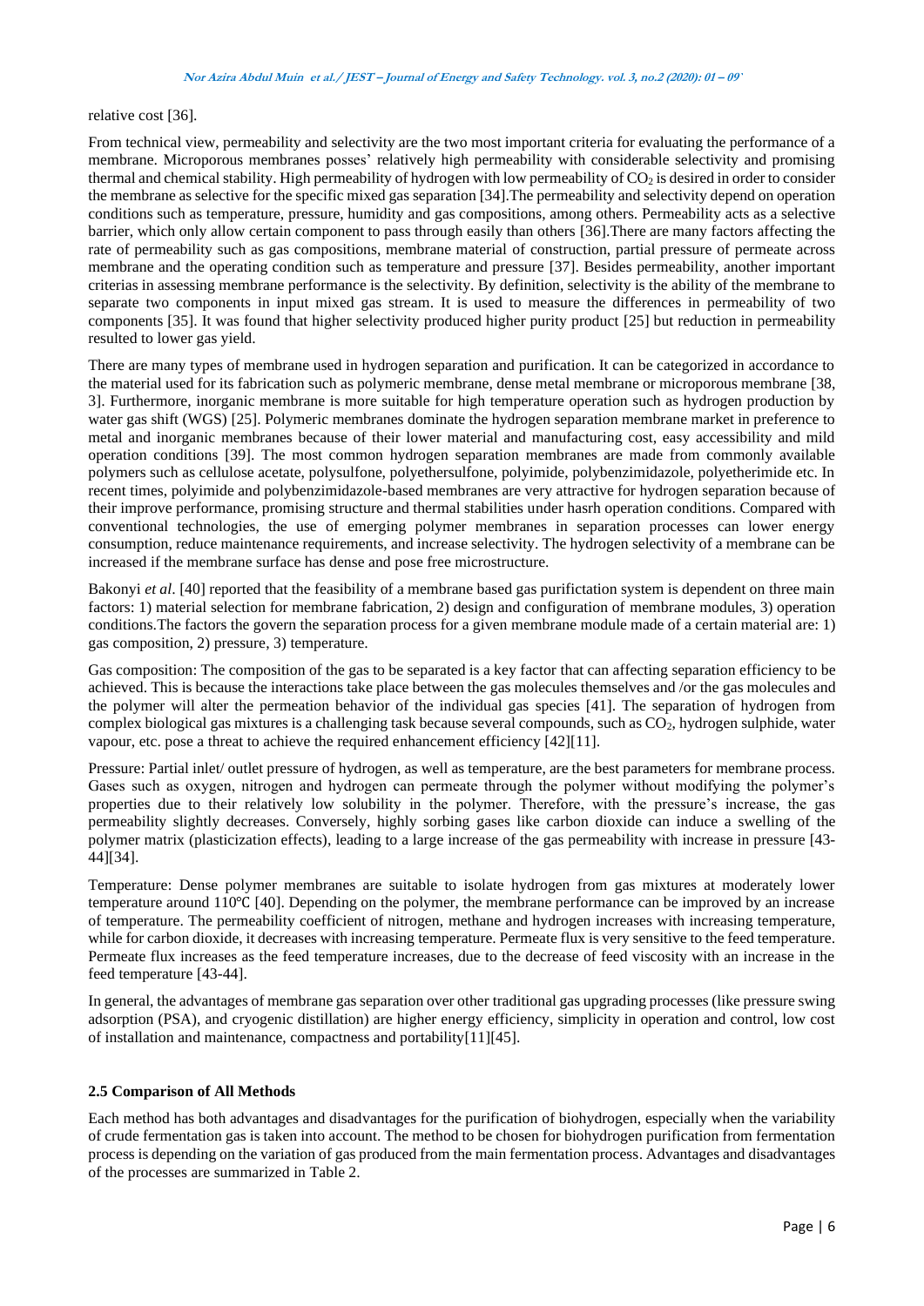relative cost [36].

From technical view, permeability and selectivity are the two most important criteria for evaluating the performance of a membrane. Microporous membranes posses' relatively high permeability with considerable selectivity and promising thermal and chemical stability. High permeability of hydrogen with low permeability of $CO_2$ is desired in order to consider the membrane as selective for the specific mixed gas separation [34].The permeability and selectivity depend on operation conditions such as temperature, pressure, humidity and gas compositions, among others. Permeability acts as a selective barrier, which only allow certain component to pass through easily than others [36].There are many factors affecting the rate of permeability such as gas compositions, membrane material of construction, partial pressure of permeate across membrane and the operating condition such as temperature and pressure [37]. Besides permeability, another important criterias in assessing membrane performance is the selectivity. By definition, selectivity is the ability of the membrane to separate two components in input mixed gas stream. It is used to measure the differences in permeability of two components [35]. It was found that higher selectivity produced higher purity product [25] but reduction in permeability resulted to lower gas yield.

There are many types of membrane used in hydrogen separation and purification. It can be categorized in accordance to the material used for its fabrication such as polymeric membrane, dense metal membrane or microporous membrane [38, 3]. Furthermore, inorganic membrane is more suitable for high temperature operation such as hydrogen production by water gas shift (WGS) [25]. Polymeric membranes dominate the hydrogen separation membrane market in preference to metal and inorganic membranes because of their lower material and manufacturing cost, easy accessibility and mild operation conditions [39]. The most common hydrogen separation membranes are made from commonly available polymers such as cellulose acetate, polysulfone, polyethersulfone, polyimide, polybenzimidazole, polyetherimide etc. In recent times, polyimide and polybenzimidazole-based membranes are very attractive for hydrogen separation because of their improve performance, promising structure and thermal stabilities under hasrh operation conditions. Compared with conventional technologies, the use of emerging polymer membranes in separation processes can lower energy consumption, reduce maintenance requirements, and increase selectivity. The hydrogen selectivity of a membrane can be increased if the membrane surface has dense and pose free microstructure.

Bakonyi *et al*. [40] reported that the feasibility of a membrane based gas purifictation system is dependent on three main factors: 1) material selection for membrane fabrication, 2) design and configuration of membrane modules, 3) operation conditions.The factors the govern the separation process for a given membrane module made of a certain material are: 1) gas composition, 2) pressure, 3) temperature.

Gas composition: The composition of the gas to be separated is a key factor that can affecting separation efficiency to be achieved. This is because the interactions take place between the gas molecules themselves and /or the gas molecules and the polymer will alter the permeation behavior of the individual gas species [41]. The separation of hydrogen from complex biological gas mixtures is a challenging task because several compounds, such as $CO_2$, hydrogen sulphide, water vapour, etc. pose a threat to achieve the required enhancement efficiency [42][11].

Pressure: Partial inlet/ outlet pressure of hydrogen, as well as temperature, are the best parameters for membrane process. Gases such as oxygen, nitrogen and hydrogen can permeate through the polymer without modifying the polymer's properties due to their relatively low solubility in the polymer. Therefore, with the pressure's increase, the gas permeability slightly decreases. Conversely, highly sorbing gases like carbon dioxide can induce a swelling of the polymer matrix (plasticization effects), leading to a large increase of the gas permeability with increase in pressure [43-44][34].

Temperature: Dense polymer membranes are suitable to isolate hydrogen from gas mixtures at moderately lower temperature around 110℃ [40]. Depending on the polymer, the membrane performance can be improved by an increase of temperature. The permeability coefficient of nitrogen, methane and hydrogen increases with increasing temperature, while for carbon dioxide, it decreases with increasing temperature. Permeate flux is very sensitive to the feed temperature. Permeate flux increases as the feed temperature increases, due to the decrease of feed viscosity with an increase in the feed temperature [43-44].

In general, the advantages of membrane gas separation over other traditional gas upgrading processes (like pressure swing adsorption (PSA), and cryogenic distillation) are higher energy efficiency, simplicity in operation and control, low cost of installation and maintenance, compactness and portability[11][45].

### 2.5 Comparison of All Methods

Each method has both advantages and disadvantages for the purification of biohydrogen, especially when the variability of crude fermentation gas is taken into account. The method to be chosen for biohydrogen purification from fermentation process is depending on the variation of gas produced from the main fermentation process. Advantages and disadvantages of the processes are summarized in Table 2.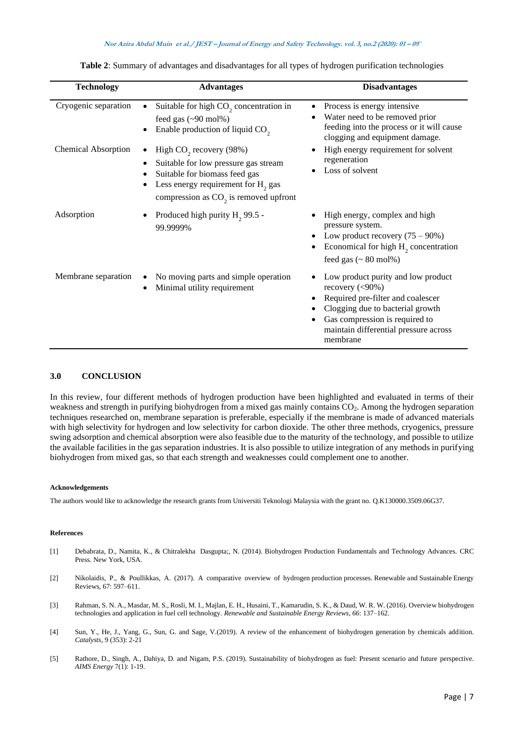**Table 2**: Summary of advantages and disadvantages for all types of hydrogen purification technologies

| Technology | Advantages | Disadvantages |
|---|---|---|
| Cryogenic separation | • Suitable for high $CO_2$ concentration in feed gas (~90 mol%)<br>• Enable production of liquid $CO_2$ | • Process is energy intensive<br>• Water need to be removed prior feeding into the process or it will cause clogging and equipment damage. |
| Chemical Absorption | • High $CO_2$ recovery (98%)<br>• Suitable for low pressure gas stream<br>• Suitable for biomass feed gas<br>• Less energy requirement for $H_2$ gas compression as $CO_2$ is removed upfront | • High energy requirement for solvent regeneration<br>• Loss of solvent |
| Adsorption | • Produced high purity $H_2$ 99.5 - 99.9999% | • High energy, complex and high pressure system.<br>• Low product recovery (75 – 90%)<br>• Economical for high $H_2$ concentration feed gas (~ 80 mol%) |
| Membrane separation | • No moving parts and simple operation<br>• Minimal utility requirement | • Low product purity and low product recovery (<90%)<br>• Required pre-filter and coalescer<br>• Clogging due to bacterial growth<br>• Gas compression is required to maintain differential pressure across membrane |

## 3.0 CONCLUSION

In this review, four different methods of hydrogen production have been highlighted and evaluated in terms of their weakness and strength in purifying biohydrogen from a mixed gas mainly contains $CO_2$. Among the hydrogen separation techniques researched on, membrane separation is preferable, especially if the membrane is made of advanced materials with high selectivity for hydrogen and low selectivity for carbon dioxide. The other three methods, cryogenics, pressure swing adsorption and chemical absorption were also feasible due to the maturity of the technology, and possible to utilize the available facilities in the gas separation industries. It is also possible to utilize integration of any methods in purifying biohydrogen from mixed gas, so that each strength and weaknesses could complement one to another.

#### Acknowledgements

The authors would like to acknowledge the research grants from Universiti Teknologi Malaysia with the grant no. Q.K130000.3509.06G37.

#### References

[1] Debabrata, D., Namita, K., & Chitralekha Dasgupta;, N. (2014). Biohydrogen Production Fundamentals and Technology Advances. CRC Press. New York, USA.

[2] Nikolaidis, P., & Poullikkas, A. (2017). A comparative overview of hydrogen production processes. Renewable and Sustainable Energy Reviews, 67: 597–611.

[3] Rahman, S. N. A., Masdar, M. S., Rosli, M. I., Majlan, E. H., Husaini, T., Kamarudin, S. K., & Daud, W. R. W. (2016). Overview biohydrogen technologies and application in fuel cell technology. *Renewable and Sustainable Energy Reviews*, *66*: 137–162.

[4] Sun, Y., He, J., Yang, G., Sun, G. and Sage, V.(2019). A review of the enhancement of biohydrogen generation by chemicals addition. *Catalysts*, 9 (353): 2-21

[5] Rathore, D., Singh, A., Dahiya, D. and Nigam, P.S. (2019). Sustainability of biohydrogen as fuel: Present scenario and future perspective. *AIMS Energy* 7(1): 1-19.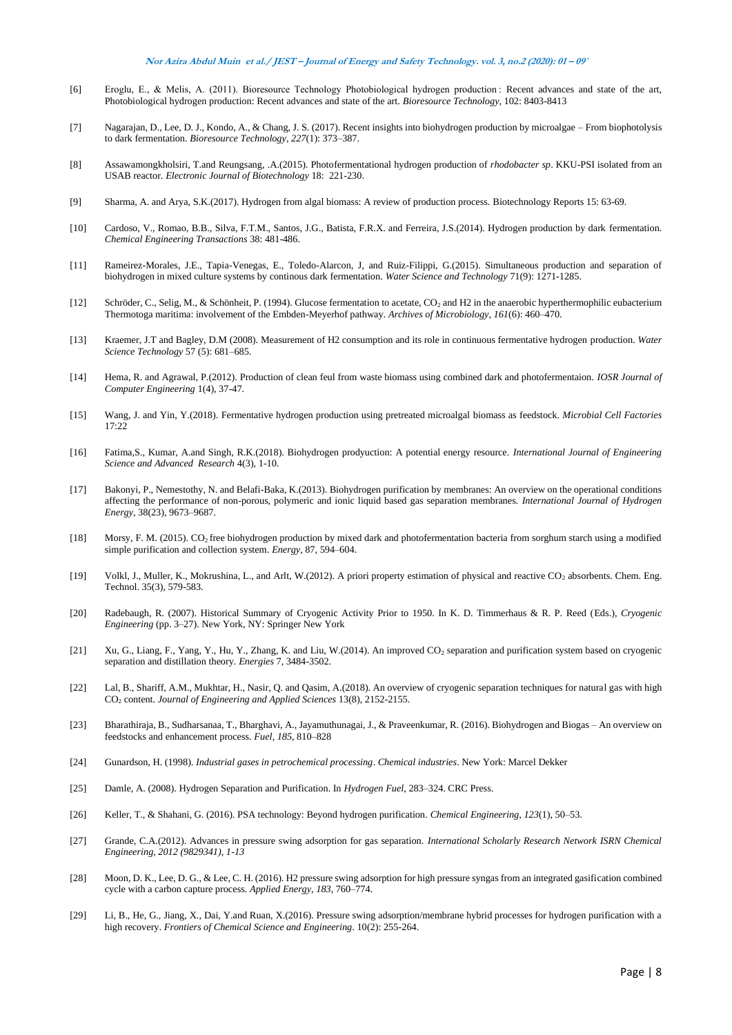[6] Eroglu, E., & Melis, A. (2011). Bioresource Technology Photobiological hydrogen production : Recent advances and state of the art, Photobiological hydrogen production: Recent advances and state of the art. *Bioresource Technology*, 102: 8403-8413

[7] Nagarajan, D., Lee, D. J., Kondo, A., & Chang, J. S. (2017). Recent insights into biohydrogen production by microalgae – From biophotolysis to dark fermentation. *Bioresource Technology*, *227*(1): 373–387.

[8] Assawamongkholsiri, T.and Reungsang, .A.(2015). Photofermentational hydrogen production of *rhodobacter sp*. KKU-PSI isolated from an USAB reactor. *Electronic Journal of Biotechnology* 18: 221-230.

[9] Sharma, A. and Arya, S.K.(2017). Hydrogen from algal biomass: A review of production process. Biotechnology Reports 15: 63-69.

[10] Cardoso, V., Romao, B.B., Silva, F.T.M., Santos, J.G., Batista, F.R.X. and Ferreira, J.S.(2014). Hydrogen production by dark fermentation. *Chemical Engineering Transactions* 38: 481-486.

[11] Rameirez-Morales, J.E., Tapia-Venegas, E., Toledo-Alarcon, J, and Ruiz-Filippi, G.(2015). Simultaneous production and separation of biohydrogen in mixed culture systems by continous dark fermentation. *Water Science and Technology* 71(9): 1271-1285.

[12] Schröder, C., Selig, M., & Schönheit, P. (1994). Glucose fermentation to acetate, $CO_2$ and H2 in the anaerobic hyperthermophilic eubacterium Thermotoga maritima: involvement of the Embden-Meyerhof pathway. *Archives of Microbiology*, *161*(6): 460–470.

[13] Kraemer, J.T and Bagley, D.M (2008). Measurement of H2 consumption and its role in continuous fermentative hydrogen production. *Water Science Technology* 57 (5): 681–685.

[14] Hema, R. and Agrawal, P.(2012). Production of clean feul from waste biomass using combined dark and photofermentaion. *IOSR Journal of Computer Engineering* 1(4), 37-47.

[15] Wang, J. and Yin, Y.(2018). Fermentative hydrogen production using pretreated microalgal biomass as feedstock. *Microbial Cell Factories* 17:22

[16] Fatima,S., Kumar, A.and Singh, R.K.(2018). Biohydrogen prodyuction: A potential energy resource. *International Journal of Engineering Science and Advanced Research* 4(3), 1-10.

[17] Bakonyi, P., Nemestothy, N. and Belafi-Baka, K.(2013). Biohydrogen purification by membranes: An overview on the operational conditions affecting the performance of non-porous, polymeric and ionic liquid based gas separation membranes. *International Journal of Hydrogen Energy*, 38(23), 9673–9687.

[18] Morsy, F. M. (2015). $CO_2$ free biohydrogen production by mixed dark and photofermentation bacteria from sorghum starch using a modified simple purification and collection system. *Energy*, 87, 594–604.

[19] Volkl, J., Muller, K., Mokrushina, L., and Arlt, W.(2012). A priori property estimation of physical and reactive $CO_2$ absorbents. Chem. Eng. Technol. 35(3), 579-583.

[20] Radebaugh, R. (2007). Historical Summary of Cryogenic Activity Prior to 1950. In K. D. Timmerhaus & R. P. Reed (Eds.), *Cryogenic Engineering* (pp. 3–27). New York, NY: Springer New York

[21] Xu, G., Liang, F., Yang, Y., Hu, Y., Zhang, K. and Liu, W.(2014). An improved $CO_2$ separation and purification system based on cryogenic separation and distillation theory. *Energies* 7, 3484-3502.

[22] Lal, B., Shariff, A.M., Mukhtar, H., Nasir, Q. and Qasim, A.(2018). An overview of cryogenic separation techniques for natural gas with high $CO_2$ content. *Journal of Engineering and Applied Sciences* 13(8), 2152-2155.

[23] Bharathiraja, B., Sudharsanaa, T., Bharghavi, A., Jayamuthunagai, J., & Praveenkumar, R. (2016). Biohydrogen and Biogas – An overview on feedstocks and enhancement process. *Fuel*, *185*, 810–828

[24] Gunardson, H. (1998). *Industrial gases in petrochemical processing*. *Chemical industries*. New York: Marcel Dekker

[25] Damle, A. (2008). Hydrogen Separation and Purification. In *Hydrogen Fuel*, 283–324. CRC Press.

[26] Keller, T., & Shahani, G. (2016). PSA technology: Beyond hydrogen purification. *Chemical Engineering*, *123*(1), 50–53.

[27] Grande, C.A.(2012). Advances in pressure swing adsorption for gas separation. *International Scholarly Research Network ISRN Chemical Engineering, 2012 (9829341), 1-13*

[28] Moon, D. K., Lee, D. G., & Lee, C. H. (2016). H2 pressure swing adsorption for high pressure syngas from an integrated gasification combined cycle with a carbon capture process. *Applied Energy*, *183*, 760–774.

[29] Li, B., He, G., Jiang, X., Dai, Y.and Ruan, X.(2016). Pressure swing adsorption/membrane hybrid processes for hydrogen purification with a high recovery. *Frontiers of Chemical Science and Engineering*. 10(2): 255-264.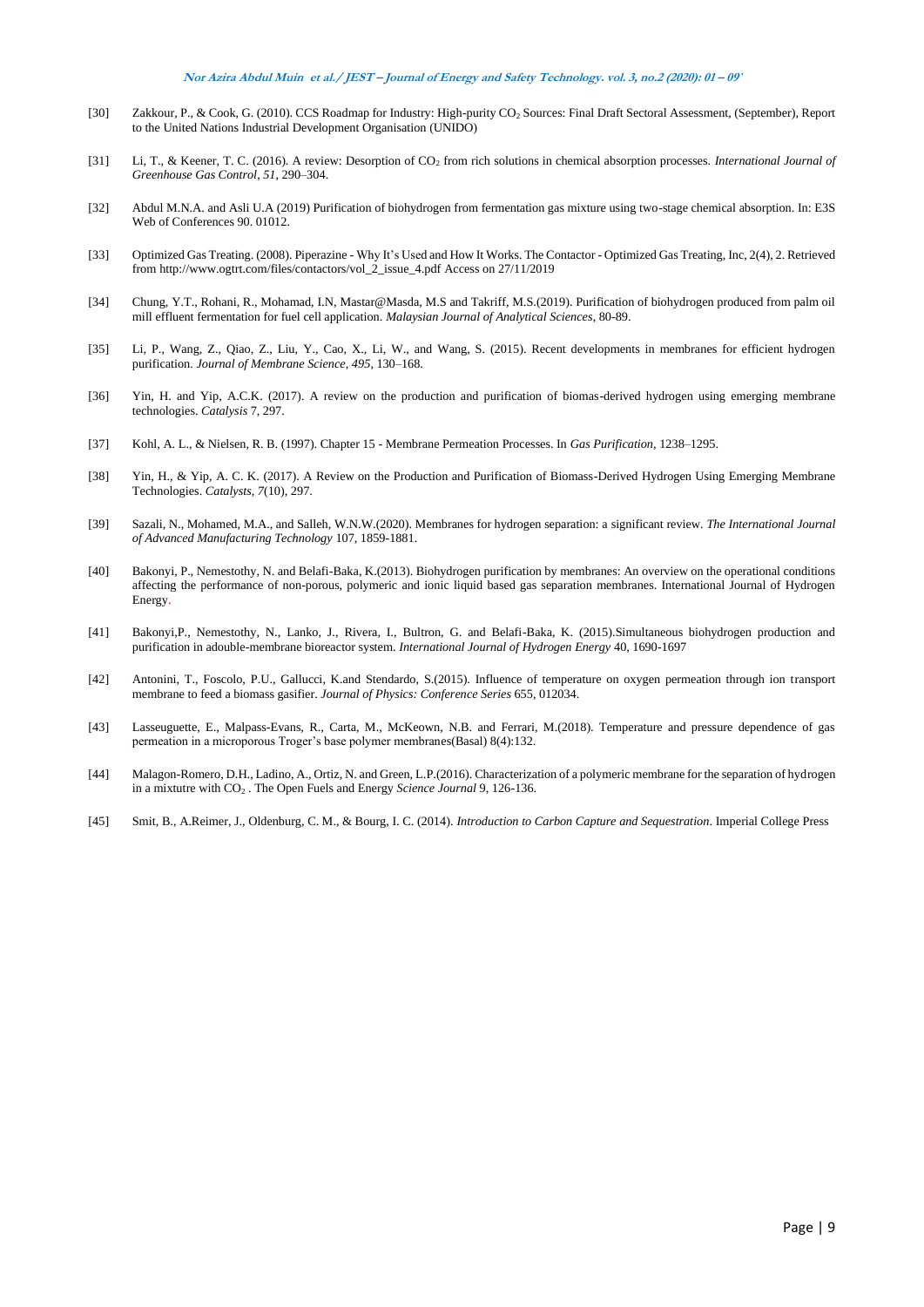[30] Zakkour, P., & Cook, G. (2010). CCS Roadmap for Industry: High-purity $CO_2$ Sources: Final Draft Sectoral Assessment, (September), Report to the United Nations Industrial Development Organisation (UNIDO)

[31] Li, T., & Keener, T. C. (2016). A review: Desorption of $CO_2$ from rich solutions in chemical absorption processes. *International Journal of Greenhouse Gas Control*, *51*, 290–304.

[32] Abdul M.N.A. and Asli U.A (2019) Purification of biohydrogen from fermentation gas mixture using two-stage chemical absorption. In: E3S Web of Conferences 90. 01012.

[33] Optimized Gas Treating. (2008). Piperazine - Why It's Used and How It Works. The Contactor - Optimized Gas Treating, Inc, 2(4), 2. Retrieved from http://www.ogtrt.com/files/contactors/vol_2_issue_4.pdf Access on 27/11/2019

[34] Chung, Y.T., Rohani, R., Mohamad, I.N, Mastar@Masda, M.S and Takriff, M.S.(2019). Purification of biohydrogen produced from palm oil mill effluent fermentation for fuel cell application. *Malaysian Journal of Analytical Sciences*, 80-89.

[35] Li, P., Wang, Z., Qiao, Z., Liu, Y., Cao, X., Li, W., and Wang, S. (2015). Recent developments in membranes for efficient hydrogen purification. *Journal of Membrane Science*, *495*, 130–168.

[36] Yin, H. and Yip, A.C.K. (2017). A review on the production and purification of biomas-derived hydrogen using emerging membrane technologies. *Catalysis* 7, 297.

[37] Kohl, A. L., & Nielsen, R. B. (1997). Chapter 15 - Membrane Permeation Processes. In *Gas Purification*, 1238–1295.

[38] Yin, H., & Yip, A. C. K. (2017). A Review on the Production and Purification of Biomass-Derived Hydrogen Using Emerging Membrane Technologies. *Catalysts*, *7*(10), 297.

[39] Sazali, N., Mohamed, M.A., and Salleh, W.N.W.(2020). Membranes for hydrogen separation: a significant review. *The International Journal of Advanced Manufacturing Technology* 107, 1859-1881.

[40] Bakonyi, P., Nemestothy, N. and Belafi-Baka, K.(2013). Biohydrogen purification by membranes: An overview on the operational conditions affecting the performance of non-porous, polymeric and ionic liquid based gas separation membranes. International Journal of Hydrogen Energy.

[41] Bakonyi,P., Nemestothy, N., Lanko, J., Rivera, I., Bultron, G. and Belafi-Baka, K. (2015).Simultaneous biohydrogen production and purification in adouble-membrane bioreactor system. *International Journal of Hydrogen Energy* 40, 1690-1697

[42] Antonini, T., Foscolo, P.U., Gallucci, K.and Stendardo, S.(2015). Influence of temperature on oxygen permeation through ion transport membrane to feed a biomass gasifier. *Journal of Physics: Conference Series* 655, 012034.

[43] Lasseuguette, E., Malpass-Evans, R., Carta, M., McKeown, N.B. and Ferrari, M.(2018). Temperature and pressure dependence of gas permeation in a microporous Troger's base polymer membranes(Basal) 8(4):132.

[44] Malagon-Romero, D.H., Ladino, A., Ortiz, N. and Green, L.P.(2016). Characterization of a polymeric membrane for the separation of hydrogen in a mixtutre with $CO_2$ . The Open Fuels and Energy *Science Journal* 9, 126-136.

[45] Smit, B., A.Reimer, J., Oldenburg, C. M., & Bourg, I. C. (2014). *Introduction to Carbon Capture and Sequestration*. Imperial College Press